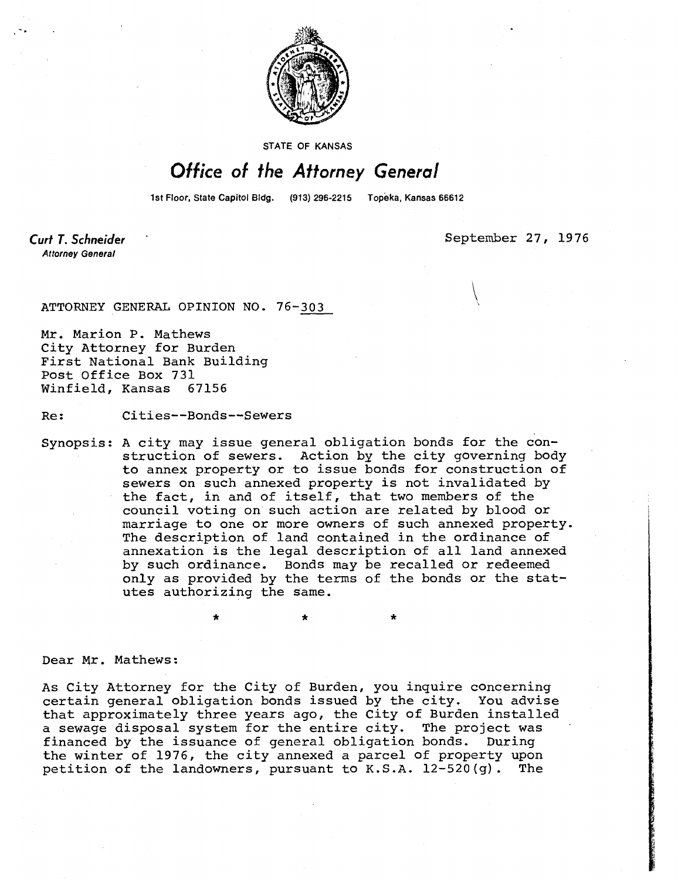STATE OF KANSAS

# Office of the Attorney General

1st Floor, State Capitol Bldg. (913) 296-2215 Topeka, Kansas 66612

**Curt T. Schneider**
*Attorney General*

September 27, 1976

ATTORNEY GENERAL OPINION NO. 76-303

Mr. Marion P. Mathews
City Attorney for Burden
First National Bank Building
Post Office Box 731
Winfield, Kansas 67156

Re: Cities--Bonds--Sewers

Synopsis: A city may issue general obligation bonds for the construction of sewers. Action by the city governing body to annex property or to issue bonds for construction of sewers on such annexed property is not invalidated by the fact, in and of itself, that two members of the council voting on such action are related by blood or marriage to one or more owners of such annexed property. The description of land contained in the ordinance of annexation is the legal description of all land annexed by such ordinance. Bonds may be recalled or redeemed only as provided by the terms of the bonds or the statutes authorizing the same.

\* \* \*

Dear Mr. Mathews:

As City Attorney for the City of Burden, you inquire concerning certain general obligation bonds issued by the city. You advise that approximately three years ago, the City of Burden installed a sewage disposal system for the entire city. The project was financed by the issuance of general obligation bonds. During the winter of 1976, the city annexed a parcel of property upon petition of the landowners, pursuant to K.S.A. 12-520(g). The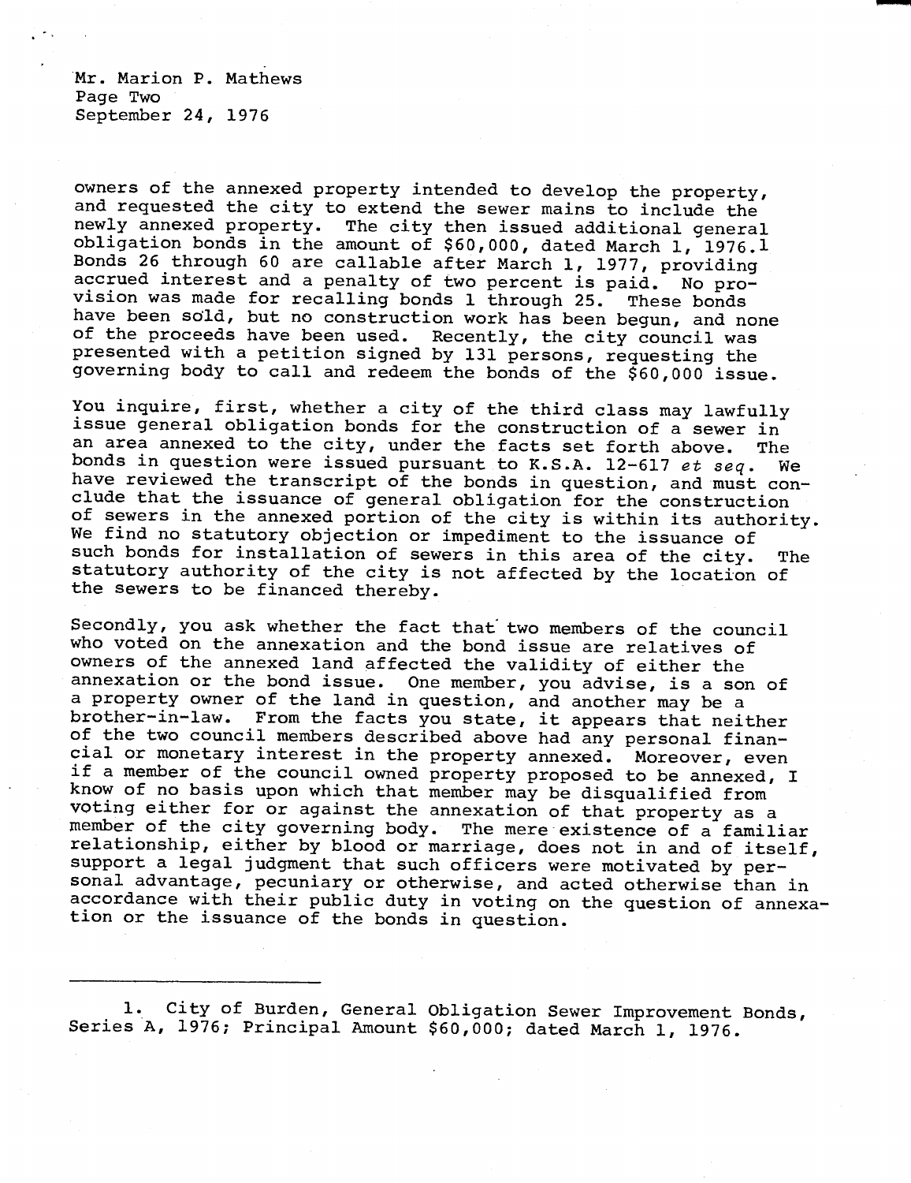owners of the annexed property intended to develop the property, and requested the city to extend the sewer mains to include the newly annexed property. The city then issued additional general obligation bonds in the amount of $60,000, dated March 1, 1976.[1] Bonds 26 through 60 are callable after March 1, 1977, providing accrued interest and a penalty of two percent is paid. No provision was made for recalling bonds 1 through 25. These bonds have been sold, but no construction work has been begun, and none of the proceeds have been used. Recently, the city council was presented with a petition signed by 131 persons, requesting the governing body to call and redeem the bonds of the $60,000 issue.

You inquire, first, whether a city of the third class may lawfully issue general obligation bonds for the construction of a sewer in an area annexed to the city, under the facts set forth above. The bonds in question were issued pursuant to K.S.A. 12-617 *et seq*. We have reviewed the transcript of the bonds in question, and must conclude that the issuance of general obligation for the construction of sewers in the annexed portion of the city is within its authority. We find no statutory objection or impediment to the issuance of such bonds for installation of sewers in this area of the city. The statutory authority of the city is not affected by the location of the sewers to be financed thereby.

Secondly, you ask whether the fact that two members of the council who voted on the annexation and the bond issue are relatives of owners of the annexed land affected the validity of either the annexation or the bond issue. One member, you advise, is a son of a property owner of the land in question, and another may be a brother-in-law. From the facts you state, it appears that neither of the two council members described above had any personal financial or monetary interest in the property annexed. Moreover, even if a member of the council owned property proposed to be annexed, I know of no basis upon which that member may be disqualified from voting either for or against the annexation of that property as a member of the city governing body. The mere existence of a familiar relationship, either by blood or marriage, does not in and of itself, support a legal judgment that such officers were motivated by personal advantage, pecuniary or otherwise, and acted otherwise than in accordance with their public duty in voting on the question of annexation or the issuance of the bonds in question.

---

1. City of Burden, General Obligation Sewer Improvement Bonds, Series A, 1976; Principal Amount $60,000; dated March 1, 1976.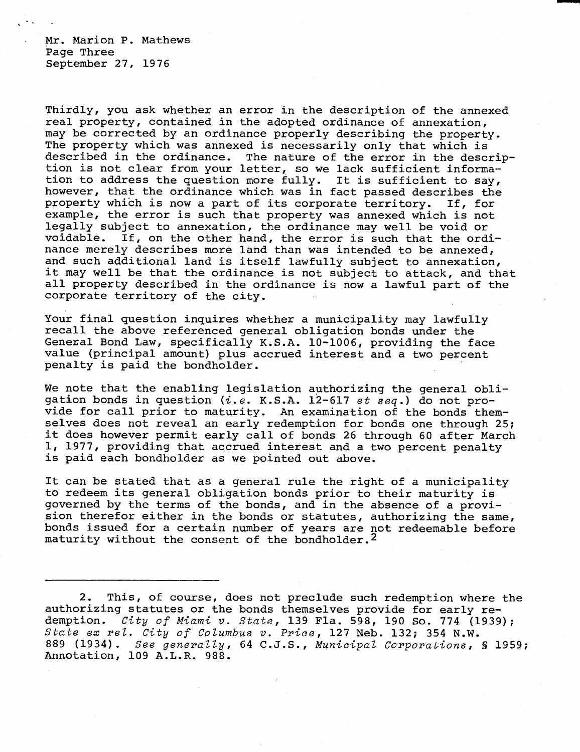Mr. Marion P. Mathews
Page Three
September 27, 1976

Thirdly, you ask whether an error in the description of the annexed real property, contained in the adopted ordinance of annexation, may be corrected by an ordinance properly describing the property. The property which was annexed is necessarily only that which is described in the ordinance. The nature of the error in the description is not clear from your letter, so we lack sufficient information to address the question more fully. It is sufficient to say, however, that the ordinance which was in fact passed describes the property which is now a part of its corporate territory. If, for example, the error is such that property was annexed which is not legally subject to annexation, the ordinance may well be void or voidable. If, on the other hand, the error is such that the ordinance merely describes more land than was intended to be annexed, and such additional land is itself lawfully subject to annexation, it may well be that the ordinance is not subject to attack, and that all property described in the ordinance is now a lawful part of the corporate territory of the city.

Your final question inquires whether a municipality may lawfully recall the above referenced general obligation bonds under the General Bond Law, specifically K.S.A. 10-1006, providing the face value (principal amount) plus accrued interest and a two percent penalty is paid the bondholder.

We note that the enabling legislation authorizing the general obligation bonds in question (*i.e.* K.S.A. 12-617 *et seq.*) do not provide for call prior to maturity. An examination of the bonds themselves does not reveal an early redemption for bonds one through 25; it does however permit early call of bonds 26 through 60 after March 1, 1977, providing that accrued interest and a two percent penalty is paid each bondholder as we pointed out above.

It can be stated that as a general rule the right of a municipality to redeem its general obligation bonds prior to their maturity is governed by the terms of the bonds, and in the absence of a provision therefor either in the bonds or statutes, authorizing the same, bonds issued for a certain number of years are not redeemable before maturity without the consent of the bondholder.[2]

---

2. This, of course, does not preclude such redemption where the authorizing statutes or the bonds themselves provide for early redemption. *City of Miami v. State*, 139 Fla. 598, 190 So. 774 (1939); *State ex rel. City of Columbus v. Price*, 127 Neb. 132; 354 N.W. 889 (1934). *See generally*, 64 C.J.S., *Municipal Corporations*, § 1959; Annotation, 109 A.L.R. 988.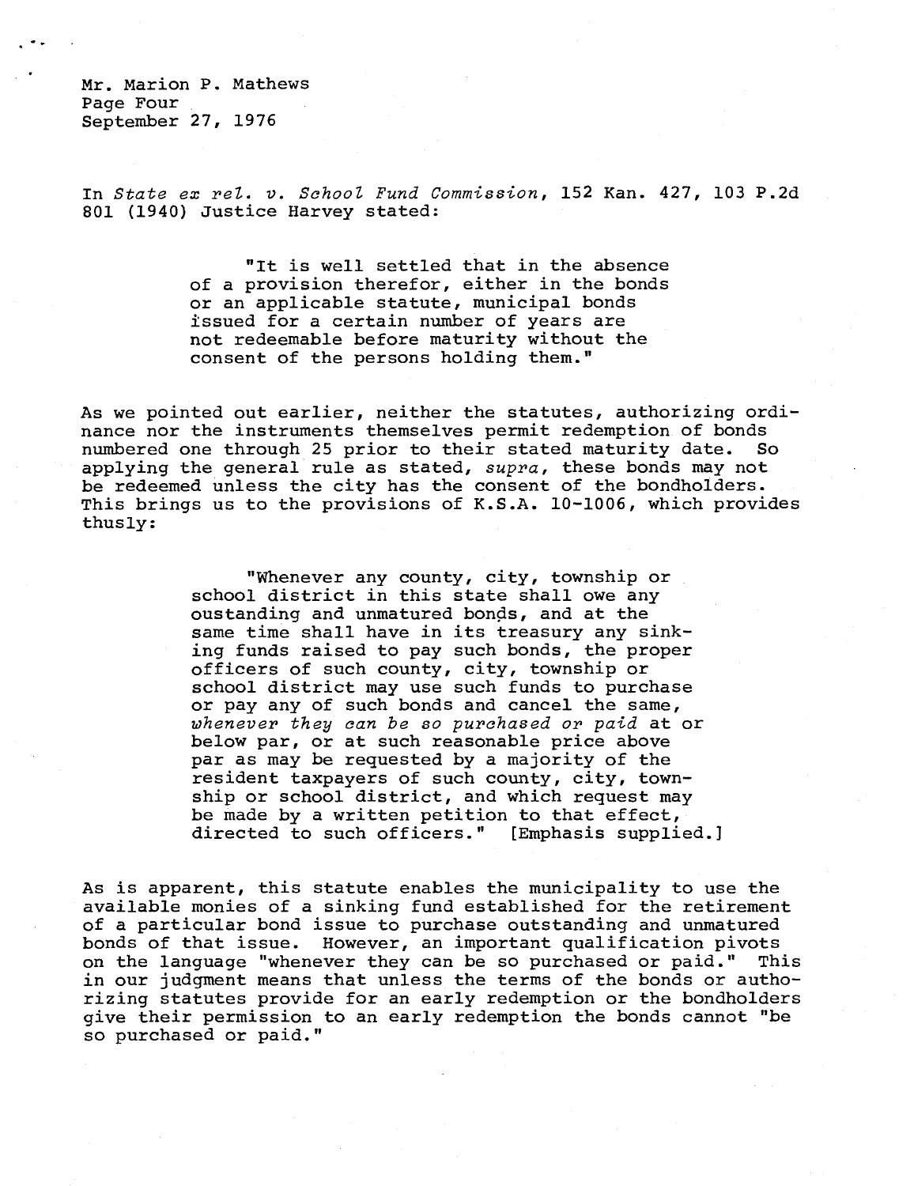Mr. Marion P. Mathews
Page Four
September 27, 1976

In *State ex rel. v. School Fund Commission*, 152 Kan. 427, 103 P.2d 801 (1940) Justice Harvey stated:

> "It is well settled that in the absence of a provision therefor, either in the bonds or an applicable statute, municipal bonds issued for a certain number of years are not redeemable before maturity without the consent of the persons holding them."

As we pointed out earlier, neither the statutes, authorizing ordinance nor the instruments themselves permit redemption of bonds numbered one through 25 prior to their stated maturity date. So applying the general rule as stated, *supra*, these bonds may not be redeemed unless the city has the consent of the bondholders. This brings us to the provisions of K.S.A. 10-1006, which provides thusly:

> "Whenever any county, city, township or school district in this state shall owe any oustanding and unmatured bonds, and at the same time shall have in its treasury any sinking funds raised to pay such bonds, the proper officers of such county, city, township or school district may use such funds to purchase or pay any of such bonds and cancel the same, *whenever they can be so purchased or paid* at or below par, or at such reasonable price above par as may be requested by a majority of the resident taxpayers of such county, city, township or school district, and which request may be made by a written petition to that effect, directed to such officers." [Emphasis supplied.]

As is apparent, this statute enables the municipality to use the available monies of a sinking fund established for the retirement of a particular bond issue to purchase outstanding and unmatured bonds of that issue. However, an important qualification pivots on the language "whenever they can be so purchased or paid." This in our judgment means that unless the terms of the bonds or authorizing statutes provide for an early redemption or the bondholders give their permission to an early redemption the bonds cannot "be so purchased or paid."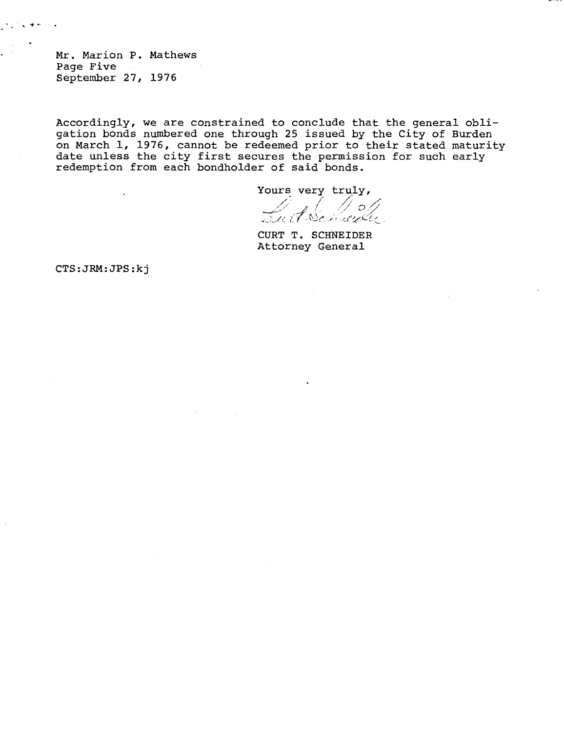Mr. Marion P. Mathews
Page Five
September 27, 1976

Accordingly, we are constrained to conclude that the general obligation bonds numbered one through 25 issued by the City of Burden on March 1, 1976, cannot be redeemed prior to their stated maturity date unless the city first secures the permission for such early redemption from each bondholder of said bonds.

Yours very truly,

CURT T. SCHNEIDER
Attorney General

CTS:JRM:JPS:kj